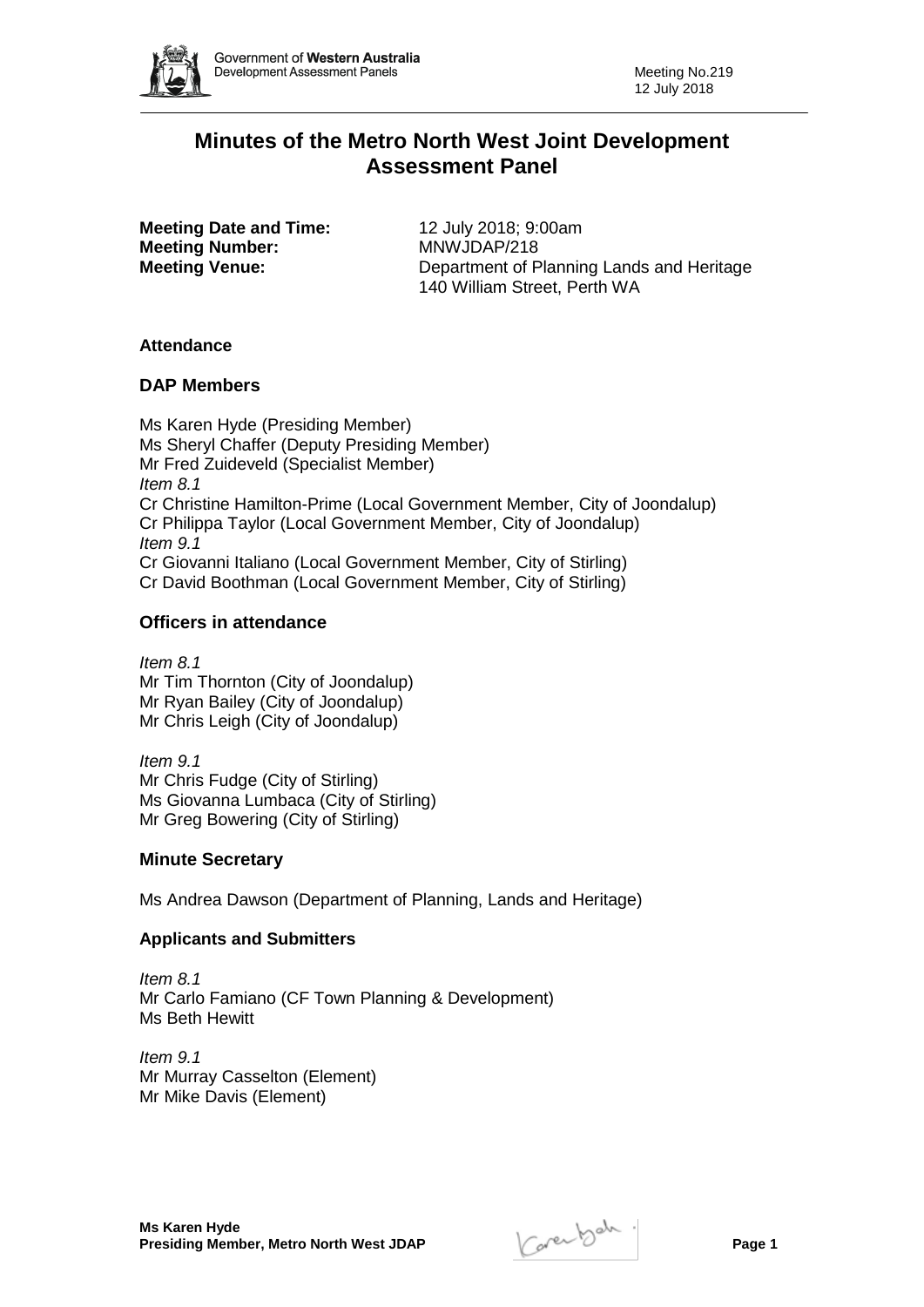# Minutes of the Metro North West Joint Development Assessment Panel

**Meeting Date and Time:** 12 July 2018; 9:00am
**Meeting Number:** MNWJDAP/218
**Meeting Venue:** Department of Planning Lands and Heritage
140 William Street, Perth WA

### Attendance

### DAP Members

Ms Karen Hyde (Presiding Member)
Ms Sheryl Chaffer (Deputy Presiding Member)
Mr Fred Zuideveld (Specialist Member)
*Item 8.1*
Cr Christine Hamilton-Prime (Local Government Member, City of Joondalup)
Cr Philippa Taylor (Local Government Member, City of Joondalup)
*Item 9.1*
Cr Giovanni Italiano (Local Government Member, City of Stirling)
Cr David Boothman (Local Government Member, City of Stirling)

### Officers in attendance

*Item 8.1*
Mr Tim Thornton (City of Joondalup)
Mr Ryan Bailey (City of Joondalup)
Mr Chris Leigh (City of Joondalup)

*Item 9.1*
Mr Chris Fudge (City of Stirling)
Ms Giovanna Lumbaca (City of Stirling)
Mr Greg Bowering (City of Stirling)

### Minute Secretary

Ms Andrea Dawson (Department of Planning, Lands and Heritage)

### Applicants and Submitters

*Item 8.1*
Mr Carlo Famiano (CF Town Planning & Development)
Ms Beth Hewitt

*Item 9.1*
Mr Murray Casselton (Element)
Mr Mike Davis (Element)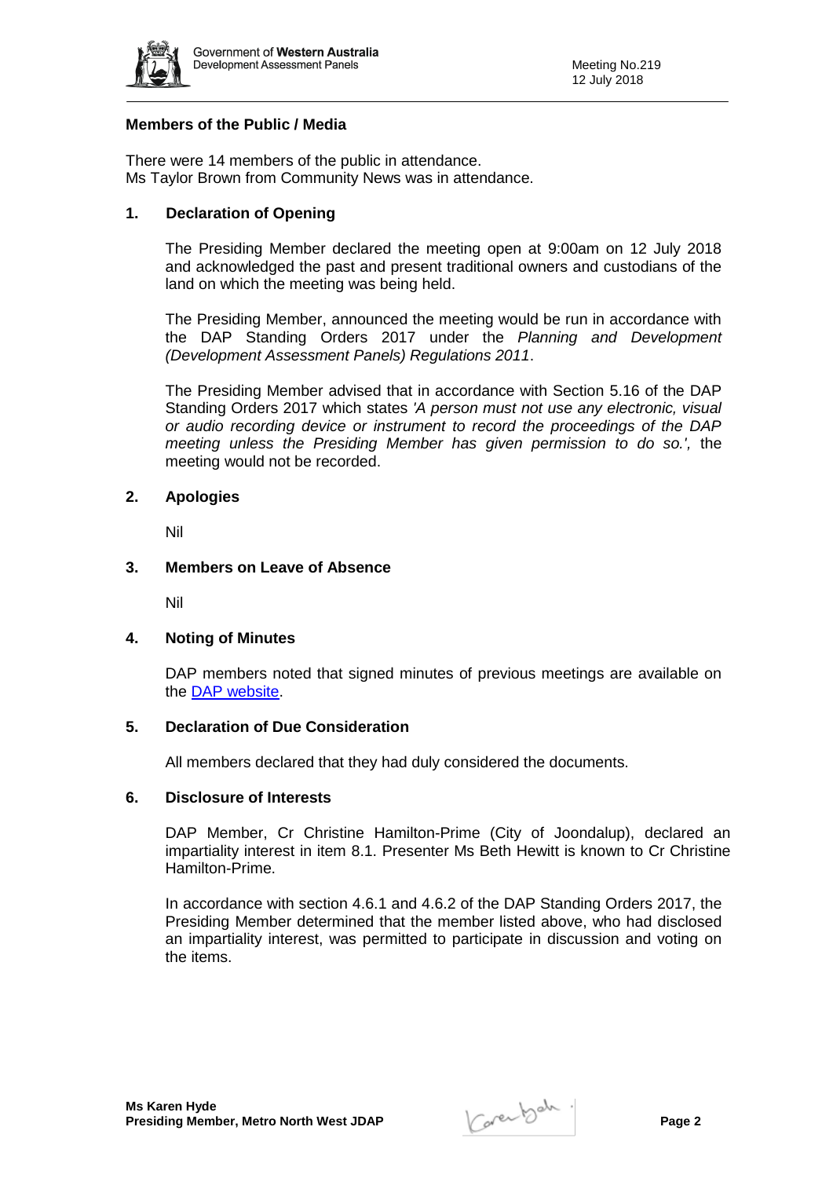**Members of the Public / Media**

There were 14 members of the public in attendance.
Ms Taylor Brown from Community News was in attendance.

## 1. Declaration of Opening

The Presiding Member declared the meeting open at 9:00am on 12 July 2018 and acknowledged the past and present traditional owners and custodians of the land on which the meeting was being held.

The Presiding Member, announced the meeting would be run in accordance with the DAP Standing Orders 2017 under the *Planning and Development (Development Assessment Panels) Regulations 2011*.

The Presiding Member advised that in accordance with Section 5.16 of the DAP Standing Orders 2017 which states *'A person must not use any electronic, visual or audio recording device or instrument to record the proceedings of the DAP meeting unless the Presiding Member has given permission to do so.',* the meeting would not be recorded.

## 2. Apologies

Nil

## 3. Members on Leave of Absence

Nil

## 4. Noting of Minutes

DAP members noted that signed minutes of previous meetings are available on the DAP website.

## 5. Declaration of Due Consideration

All members declared that they had duly considered the documents.

## 6. Disclosure of Interests

DAP Member, Cr Christine Hamilton-Prime (City of Joondalup), declared an impartiality interest in item 8.1. Presenter Ms Beth Hewitt is known to Cr Christine Hamilton-Prime.

In accordance with section 4.6.1 and 4.6.2 of the DAP Standing Orders 2017, the Presiding Member determined that the member listed above, who had disclosed an impartiality interest, was permitted to participate in discussion and voting on the items.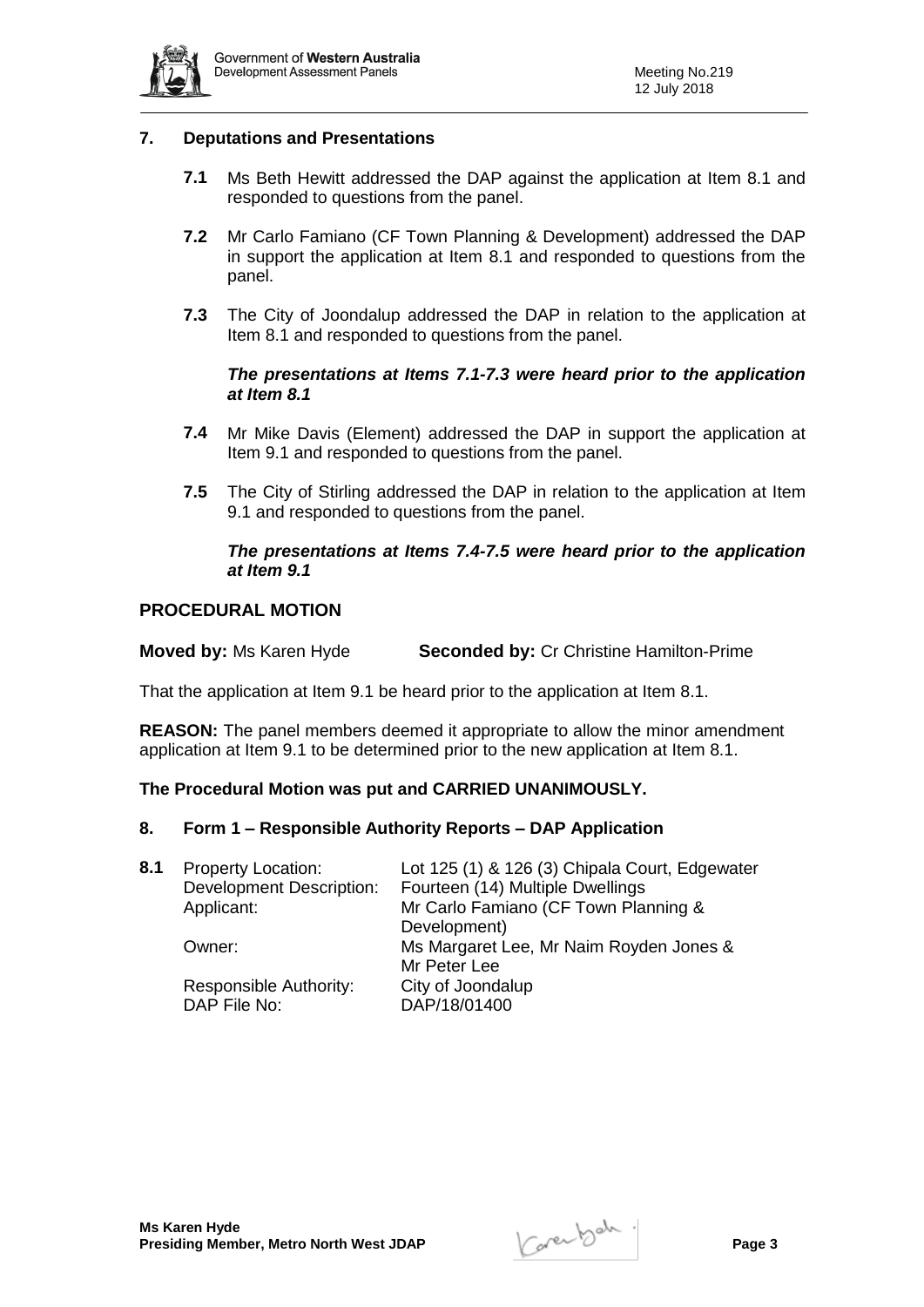## 7. Deputations and Presentations

**7.1** Ms Beth Hewitt addressed the DAP against the application at Item 8.1 and responded to questions from the panel.

**7.2** Mr Carlo Famiano (CF Town Planning & Development) addressed the DAP in support the application at Item 8.1 and responded to questions from the panel.

**7.3** The City of Joondalup addressed the DAP in relation to the application at Item 8.1 and responded to questions from the panel.

***The presentations at Items 7.1-7.3 were heard prior to the application at Item 8.1***

**7.4** Mr Mike Davis (Element) addressed the DAP in support the application at Item 9.1 and responded to questions from the panel.

**7.5** The City of Stirling addressed the DAP in relation to the application at Item 9.1 and responded to questions from the panel.

***The presentations at Items 7.4-7.5 were heard prior to the application at Item 9.1***

## PROCEDURAL MOTION

**Moved by:** Ms Karen Hyde **Seconded by:** Cr Christine Hamilton-Prime

That the application at Item 9.1 be heard prior to the application at Item 8.1.

**REASON:** The panel members deemed it appropriate to allow the minor amendment application at Item 9.1 to be determined prior to the new application at Item 8.1.

**The Procedural Motion was put and CARRIED UNANIMOUSLY.**

## 8. Form 1 – Responsible Authority Reports – DAP Application

**8.1**

| | |
|---|---|
| Property Location: | Lot 125 (1) & 126 (3) Chipala Court, Edgewater |
| Development Description: | Fourteen (14) Multiple Dwellings |
| Applicant: | Mr Carlo Famiano (CF Town Planning & Development) |
| Owner: | Ms Margaret Lee, Mr Naim Royden Jones & Mr Peter Lee |
| Responsible Authority: | City of Joondalup |
| DAP File No: | DAP/18/01400 |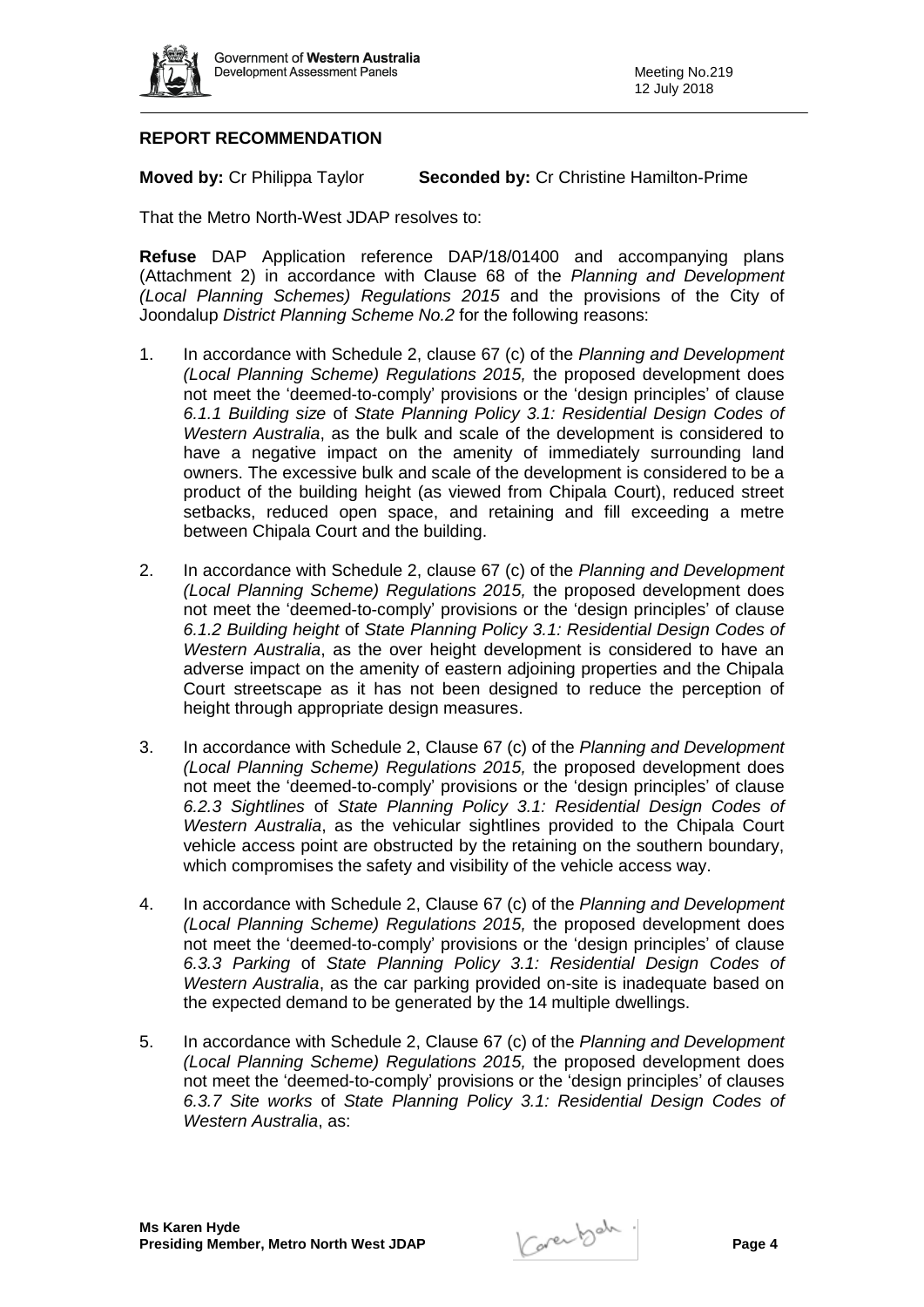## REPORT RECOMMENDATION

**Moved by:** Cr Philippa Taylor **Seconded by:** Cr Christine Hamilton-Prime

That the Metro North-West JDAP resolves to:

**Refuse** DAP Application reference DAP/18/01400 and accompanying plans (Attachment 2) in accordance with Clause 68 of the *Planning and Development (Local Planning Schemes) Regulations 2015* and the provisions of the City of Joondalup *District Planning Scheme No.2* for the following reasons:

1. In accordance with Schedule 2, clause 67 (c) of the *Planning and Development (Local Planning Scheme) Regulations 2015,* the proposed development does not meet the 'deemed-to-comply' provisions or the 'design principles' of clause *6.1.1 Building size* of *State Planning Policy 3.1: Residential Design Codes of Western Australia*, as the bulk and scale of the development is considered to have a negative impact on the amenity of immediately surrounding land owners. The excessive bulk and scale of the development is considered to be a product of the building height (as viewed from Chipala Court), reduced street setbacks, reduced open space, and retaining and fill exceeding a metre between Chipala Court and the building.

2. In accordance with Schedule 2, clause 67 (c) of the *Planning and Development (Local Planning Scheme) Regulations 2015,* the proposed development does not meet the 'deemed-to-comply' provisions or the 'design principles' of clause *6.1.2 Building height* of *State Planning Policy 3.1: Residential Design Codes of Western Australia*, as the over height development is considered to have an adverse impact on the amenity of eastern adjoining properties and the Chipala Court streetscape as it has not been designed to reduce the perception of height through appropriate design measures.

3. In accordance with Schedule 2, Clause 67 (c) of the *Planning and Development (Local Planning Scheme) Regulations 2015,* the proposed development does not meet the 'deemed-to-comply' provisions or the 'design principles' of clause *6.2.3 Sightlines* of *State Planning Policy 3.1: Residential Design Codes of Western Australia*, as the vehicular sightlines provided to the Chipala Court vehicle access point are obstructed by the retaining on the southern boundary, which compromises the safety and visibility of the vehicle access way.

4. In accordance with Schedule 2, Clause 67 (c) of the *Planning and Development (Local Planning Scheme) Regulations 2015,* the proposed development does not meet the 'deemed-to-comply' provisions or the 'design principles' of clause *6.3.3 Parking* of *State Planning Policy 3.1: Residential Design Codes of Western Australia*, as the car parking provided on-site is inadequate based on the expected demand to be generated by the 14 multiple dwellings.

5. In accordance with Schedule 2, Clause 67 (c) of the *Planning and Development (Local Planning Scheme) Regulations 2015,* the proposed development does not meet the 'deemed-to-comply' provisions or the 'design principles' of clauses *6.3.7 Site works* of *State Planning Policy 3.1: Residential Design Codes of Western Australia*, as: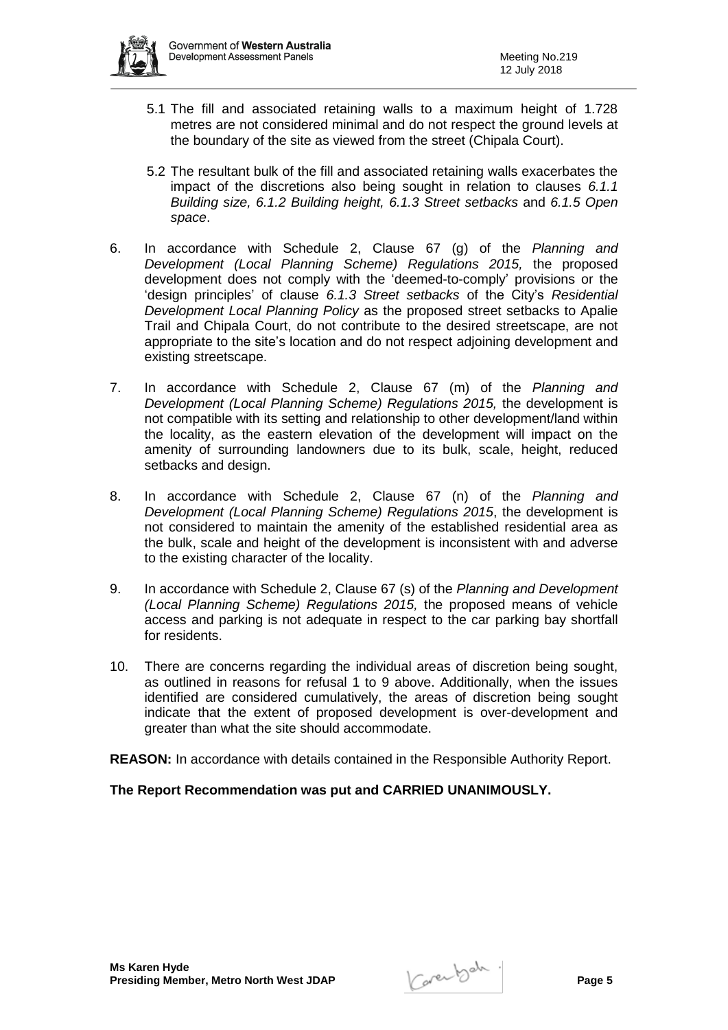5.1 The fill and associated retaining walls to a maximum height of 1.728 metres are not considered minimal and do not respect the ground levels at the boundary of the site as viewed from the street (Chipala Court).

5.2 The resultant bulk of the fill and associated retaining walls exacerbates the impact of the discretions also being sought in relation to clauses *6.1.1 Building size, 6.1.2 Building height, 6.1.3 Street setbacks* and *6.1.5 Open space*.

6. In accordance with Schedule 2, Clause 67 (g) of the *Planning and Development (Local Planning Scheme) Regulations 2015,* the proposed development does not comply with the 'deemed-to-comply' provisions or the 'design principles' of clause *6.1.3 Street setbacks* of the City's *Residential Development Local Planning Policy* as the proposed street setbacks to Apalie Trail and Chipala Court, do not contribute to the desired streetscape, are not appropriate to the site's location and do not respect adjoining development and existing streetscape.

7. In accordance with Schedule 2, Clause 67 (m) of the *Planning and Development (Local Planning Scheme) Regulations 2015,* the development is not compatible with its setting and relationship to other development/land within the locality, as the eastern elevation of the development will impact on the amenity of surrounding landowners due to its bulk, scale, height, reduced setbacks and design.

8. In accordance with Schedule 2, Clause 67 (n) of the *Planning and Development (Local Planning Scheme) Regulations 2015*, the development is not considered to maintain the amenity of the established residential area as the bulk, scale and height of the development is inconsistent with and adverse to the existing character of the locality.

9. In accordance with Schedule 2, Clause 67 (s) of the *Planning and Development (Local Planning Scheme) Regulations 2015,* the proposed means of vehicle access and parking is not adequate in respect to the car parking bay shortfall for residents.

10. There are concerns regarding the individual areas of discretion being sought, as outlined in reasons for refusal 1 to 9 above. Additionally, when the issues identified are considered cumulatively, the areas of discretion being sought indicate that the extent of proposed development is over-development and greater than what the site should accommodate.

**REASON:** In accordance with details contained in the Responsible Authority Report.

**The Report Recommendation was put and CARRIED UNANIMOUSLY.**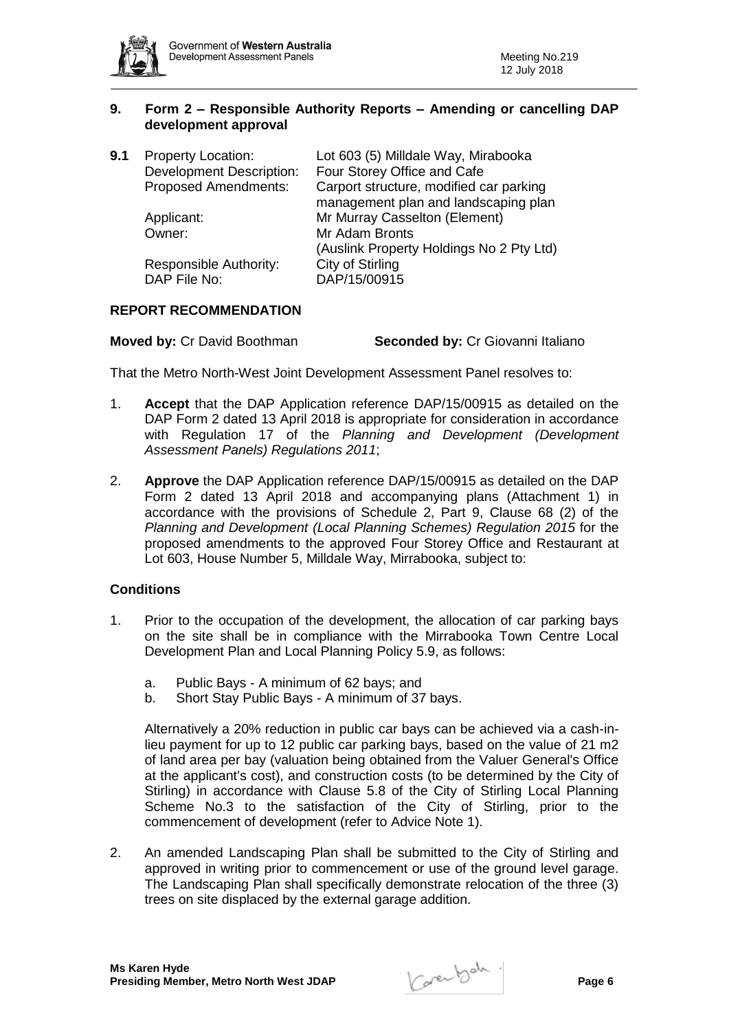## 9. Form 2 – Responsible Authority Reports – Amending or cancelling DAP development approval

**9.1** Property Location: Lot 603 (5) Milldale Way, Mirabooka
Development Description: Four Storey Office and Cafe
Proposed Amendments: Carport structure, modified car parking management plan and landscaping plan
Applicant: Mr Murray Casselton (Element)
Owner: Mr Adam Bronts (Auslink Property Holdings No 2 Pty Ltd)
Responsible Authority: City of Stirling
DAP File No: DAP/15/00915

### REPORT RECOMMENDATION

**Moved by:** Cr David Boothman **Seconded by:** Cr Giovanni Italiano

That the Metro North-West Joint Development Assessment Panel resolves to:

1. **Accept** that the DAP Application reference DAP/15/00915 as detailed on the DAP Form 2 dated 13 April 2018 is appropriate for consideration in accordance with Regulation 17 of the *Planning and Development (Development Assessment Panels) Regulations 2011*;

2. **Approve** the DAP Application reference DAP/15/00915 as detailed on the DAP Form 2 dated 13 April 2018 and accompanying plans (Attachment 1) in accordance with the provisions of Schedule 2, Part 9, Clause 68 (2) of the *Planning and Development (Local Planning Schemes) Regulation 2015* for the proposed amendments to the approved Four Storey Office and Restaurant at Lot 603, House Number 5, Milldale Way, Mirrabooka, subject to:

### Conditions

1. Prior to the occupation of the development, the allocation of car parking bays on the site shall be in compliance with the Mirrabooka Town Centre Local Development Plan and Local Planning Policy 5.9, as follows:

   a. Public Bays - A minimum of 62 bays; and
   b. Short Stay Public Bays - A minimum of 37 bays.

   Alternatively a 20% reduction in public car bays can be achieved via a cash-in-lieu payment for up to 12 public car parking bays, based on the value of 21 m2 of land area per bay (valuation being obtained from the Valuer General's Office at the applicant's cost), and construction costs (to be determined by the City of Stirling) in accordance with Clause 5.8 of the City of Stirling Local Planning Scheme No.3 to the satisfaction of the City of Stirling, prior to the commencement of development (refer to Advice Note 1).

2. An amended Landscaping Plan shall be submitted to the City of Stirling and approved in writing prior to commencement or use of the ground level garage. The Landscaping Plan shall specifically demonstrate relocation of the three (3) trees on site displaced by the external garage addition.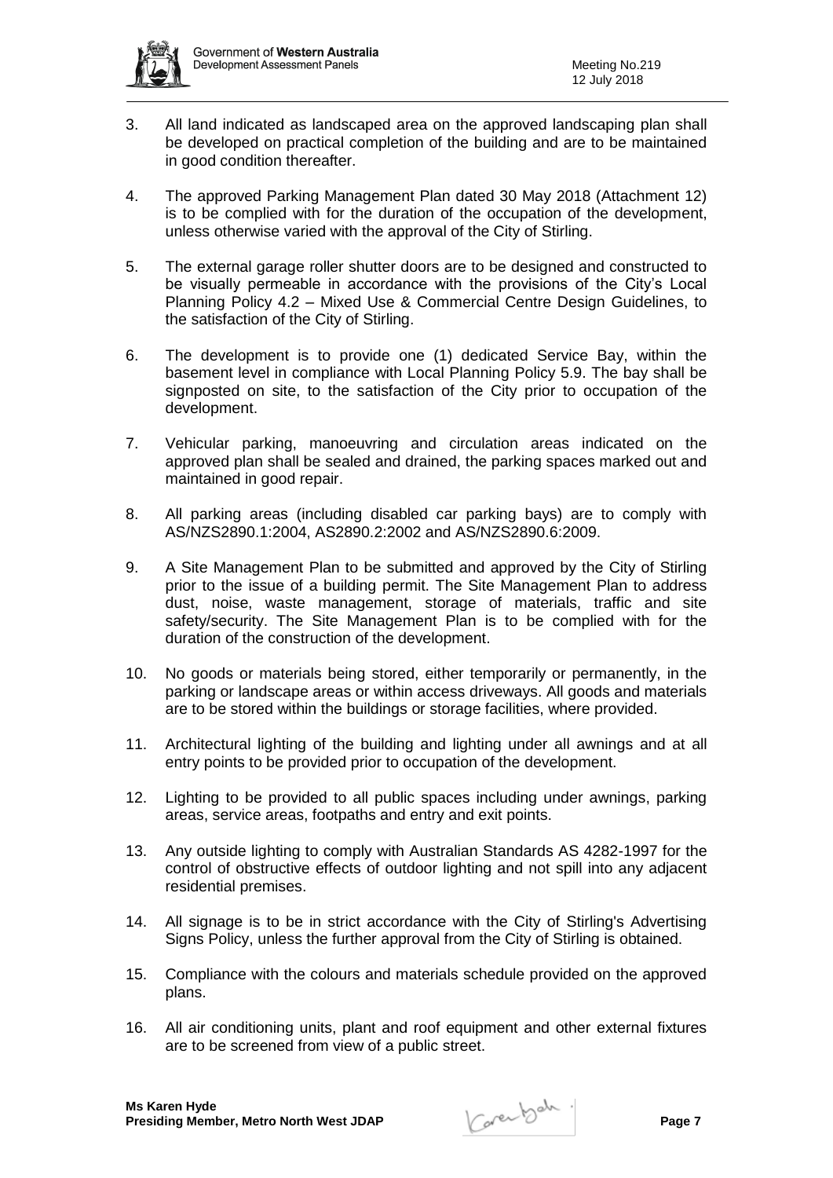3. All land indicated as landscaped area on the approved landscaping plan shall be developed on practical completion of the building and are to be maintained in good condition thereafter.

4. The approved Parking Management Plan dated 30 May 2018 (Attachment 12) is to be complied with for the duration of the occupation of the development, unless otherwise varied with the approval of the City of Stirling.

5. The external garage roller shutter doors are to be designed and constructed to be visually permeable in accordance with the provisions of the City's Local Planning Policy 4.2 – Mixed Use & Commercial Centre Design Guidelines, to the satisfaction of the City of Stirling.

6. The development is to provide one (1) dedicated Service Bay, within the basement level in compliance with Local Planning Policy 5.9. The bay shall be signposted on site, to the satisfaction of the City prior to occupation of the development.

7. Vehicular parking, manoeuvring and circulation areas indicated on the approved plan shall be sealed and drained, the parking spaces marked out and maintained in good repair.

8. All parking areas (including disabled car parking bays) are to comply with AS/NZS2890.1:2004, AS2890.2:2002 and AS/NZS2890.6:2009.

9. A Site Management Plan to be submitted and approved by the City of Stirling prior to the issue of a building permit. The Site Management Plan to address dust, noise, waste management, storage of materials, traffic and site safety/security. The Site Management Plan is to be complied with for the duration of the construction of the development.

10. No goods or materials being stored, either temporarily or permanently, in the parking or landscape areas or within access driveways. All goods and materials are to be stored within the buildings or storage facilities, where provided.

11. Architectural lighting of the building and lighting under all awnings and at all entry points to be provided prior to occupation of the development.

12. Lighting to be provided to all public spaces including under awnings, parking areas, service areas, footpaths and entry and exit points.

13. Any outside lighting to comply with Australian Standards AS 4282-1997 for the control of obstructive effects of outdoor lighting and not spill into any adjacent residential premises.

14. All signage is to be in strict accordance with the City of Stirling's Advertising Signs Policy, unless the further approval from the City of Stirling is obtained.

15. Compliance with the colours and materials schedule provided on the approved plans.

16. All air conditioning units, plant and roof equipment and other external fixtures are to be screened from view of a public street.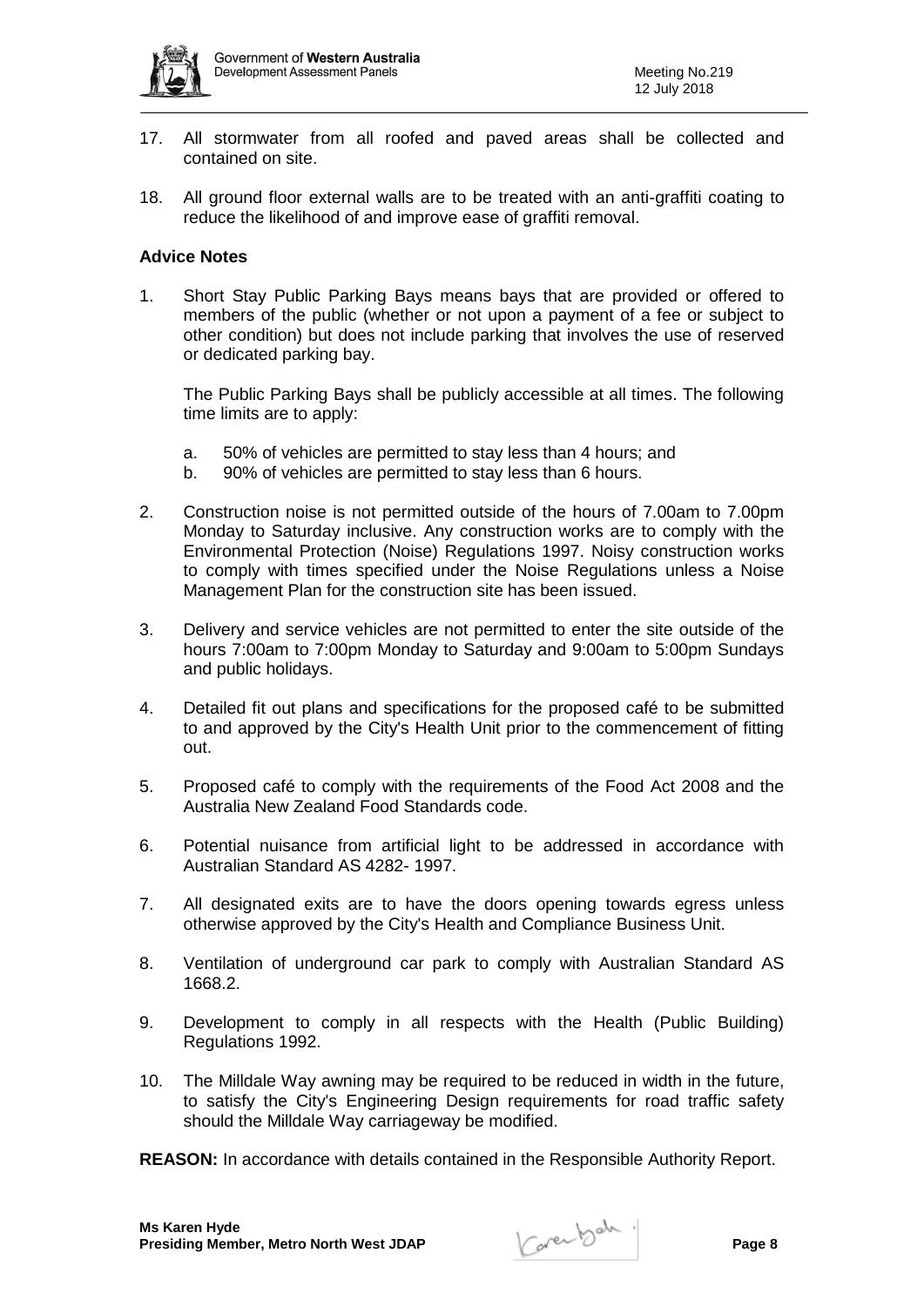17. All stormwater from all roofed and paved areas shall be collected and contained on site.

18. All ground floor external walls are to be treated with an anti-graffiti coating to reduce the likelihood of and improve ease of graffiti removal.

**Advice Notes**

1. Short Stay Public Parking Bays means bays that are provided or offered to members of the public (whether or not upon a payment of a fee or subject to other condition) but does not include parking that involves the use of reserved or dedicated parking bay.

   The Public Parking Bays shall be publicly accessible at all times. The following time limits are to apply:

   a. 50% of vehicles are permitted to stay less than 4 hours; and
   b. 90% of vehicles are permitted to stay less than 6 hours.

2. Construction noise is not permitted outside of the hours of 7.00am to 7.00pm Monday to Saturday inclusive. Any construction works are to comply with the Environmental Protection (Noise) Regulations 1997. Noisy construction works to comply with times specified under the Noise Regulations unless a Noise Management Plan for the construction site has been issued.

3. Delivery and service vehicles are not permitted to enter the site outside of the hours 7:00am to 7:00pm Monday to Saturday and 9:00am to 5:00pm Sundays and public holidays.

4. Detailed fit out plans and specifications for the proposed café to be submitted to and approved by the City's Health Unit prior to the commencement of fitting out.

5. Proposed café to comply with the requirements of the Food Act 2008 and the Australia New Zealand Food Standards code.

6. Potential nuisance from artificial light to be addressed in accordance with Australian Standard AS 4282- 1997.

7. All designated exits are to have the doors opening towards egress unless otherwise approved by the City's Health and Compliance Business Unit.

8. Ventilation of underground car park to comply with Australian Standard AS 1668.2.

9. Development to comply in all respects with the Health (Public Building) Regulations 1992.

10. The Milldale Way awning may be required to be reduced in width in the future, to satisfy the City's Engineering Design requirements for road traffic safety should the Milldale Way carriageway be modified.

**REASON:** In accordance with details contained in the Responsible Authority Report.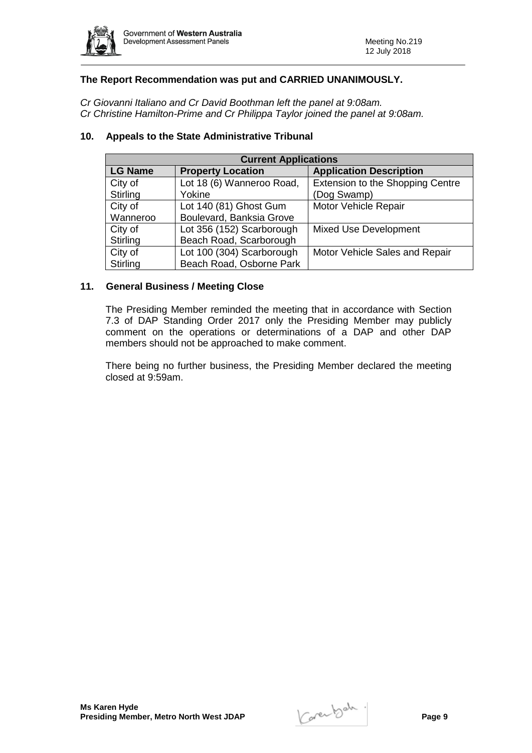**The Report Recommendation was put and CARRIED UNANIMOUSLY.**

*Cr Giovanni Italiano and Cr David Boothman left the panel at 9:08am.*
*Cr Christine Hamilton-Prime and Cr Philippa Taylor joined the panel at 9:08am.*

## 10. Appeals to the State Administrative Tribunal

| Current Applications | | |
|---|---|---|
| **LG Name** | **Property Location** | **Application Description** |
| City of Stirling | Lot 18 (6) Wanneroo Road, Yokine | Extension to the Shopping Centre (Dog Swamp) |
| City of Wanneroo | Lot 140 (81) Ghost Gum Boulevard, Banksia Grove | Motor Vehicle Repair |
| City of Stirling | Lot 356 (152) Scarborough Beach Road, Scarborough | Mixed Use Development |
| City of Stirling | Lot 100 (304) Scarborough Beach Road, Osborne Park | Motor Vehicle Sales and Repair |

## 11. General Business / Meeting Close

The Presiding Member reminded the meeting that in accordance with Section 7.3 of DAP Standing Order 2017 only the Presiding Member may publicly comment on the operations or determinations of a DAP and other DAP members should not be approached to make comment.

There being no further business, the Presiding Member declared the meeting closed at 9:59am.

**Ms Karen Hyde**
**Presiding Member, Metro North West JDAP**